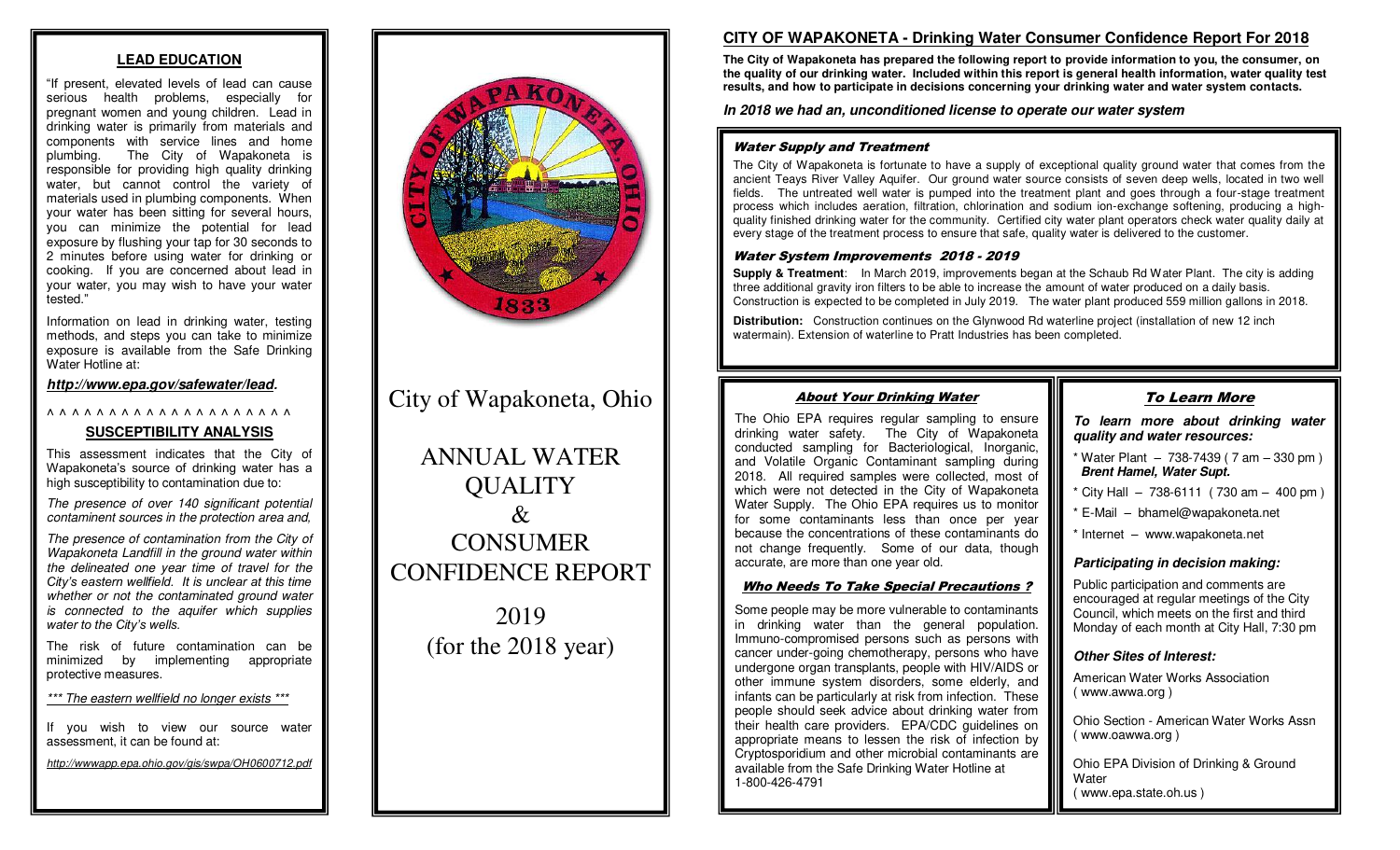## LEAD EDUCATION

"If present, elevated levels of lead can cause serious health problems, especially for pregnant women and young children. Lead in drinking water is primarily from materials and components with service lines and home plumbing. The City of Wapakoneta is responsible for providing high quality drinking water, but cannot control the variety of materials used in plumbing components. When your water has been sitting for several hours, you can minimize the potential for lead exposure by flushing your tap for 30 seconds to 2 minutes before using water for drinking or cooking. If you are concerned about lead in your water, you may wish to have your water tested."

Information on lead in drinking water, testing methods, and steps you can take to minimize exposure is available from the Safe Drinking Water Hotline at:

***http://www.epa.gov/safewater/lead.***

^ ^ ^ ^ ^ ^ ^ ^ ^ ^ ^ ^ ^ ^ ^ ^ ^ ^ ^ ^

## SUSCEPTIBILITY ANALYSIS

This assessment indicates that the City of Wapakoneta's source of drinking water has a high susceptibility to contamination due to:

*The presence of over 140 significant potential containment sources in the protection area and,*

*The presence of contamination from the City of Wapakoneta Landfill in the ground water within the delineated one year time of travel for the City's eastern wellfield. It is unclear at this time whether or not the contaminated ground water is connected to the aquifer which supplies water to the City's wells.*

The risk of future contamination can be minimized by implementing appropriate protective measures.

*\*\*\* The eastern wellfield no longer exists \*\*\**

If you wish to view our source water assessment, it can be found at:

*http://wwwapp.epa.ohio.gov/gis/swpa/OH0600712.pdf*

City of Wapakoneta, Ohio

# ANNUAL WATER QUALITY & CONSUMER CONFIDENCE REPORT

2019
(for the 2018 year)

## CITY OF WAPAKONETA - Drinking Water Consumer Confidence Report For 2018

**The City of Wapakoneta has prepared the following report to provide information to you, the consumer, on the quality of our drinking water. Included within this report is general health information, water quality test results, and how to participate in decisions concerning your drinking water and water system contacts.**

***In 2018 we had an, unconditioned license to operate our water system***

### Water Supply and Treatment

The City of Wapakoneta is fortunate to have a supply of exceptional quality ground water that comes from the ancient Teays River Valley Aquifer. Our ground water source consists of seven deep wells, located in two well fields. The untreated well water is pumped into the treatment plant and goes through a four-stage treatment process which includes aeration, filtration, chlorination and sodium ion-exchange softening, producing a high-quality finished drinking water for the community. Certified city water plant operators check water quality daily at every stage of the treatment process to ensure that safe, quality water is delivered to the customer.

### Water System Improvements 2018 - 2019

**Supply & Treatment**: In March 2019, improvements began at the Schaub Rd Water Plant. The city is adding three additional gravity iron filters to be able to increase the amount of water produced on a daily basis. Construction is expected to be completed in July 2019. The water plant produced 559 million gallons in 2018.

**Distribution:** Construction continues on the Glynwood Rd waterline project (installation of new 12 inch watermain). Extension of waterline to Pratt Industries has been completed.

### About Your Drinking Water

The Ohio EPA requires regular sampling to ensure drinking water safety. The City of Wapakoneta conducted sampling for Bacteriological, Inorganic, and Volatile Organic Contaminant sampling during 2018. All required samples were collected, most of which were not detected in the City of Wapakoneta Water Supply. The Ohio EPA requires us to monitor for some contaminants less than once per year because the concentrations of these contaminants do not change frequently. Some of our data, though accurate, are more than one year old.

### Who Needs To Take Special Precautions ?

Some people may be more vulnerable to contaminants in drinking water than the general population. Immuno-compromised persons such as persons with cancer under-going chemotherapy, persons who have undergone organ transplants, people with HIV/AIDS or other immune system disorders, some elderly, and infants can be particularly at risk from infection. These people should seek advice about drinking water from their health care providers. EPA/CDC guidelines on appropriate means to lessen the risk of infection by Cryptosporidium and other microbial contaminants are available from the Safe Drinking Water Hotline at 1-800-426-4791

### To Learn More

***To learn more about drinking water quality and water resources:***

* Water Plant – 738-7439 ( 7 am – 330 pm ) ***Brent Hamel, Water Supt.***
* City Hall – 738-6111 ( 730 am – 400 pm )
* E-Mail – bhamel@wapakoneta.net
* Internet – www.wapakoneta.net

***Participating in decision making:***

Public participation and comments are encouraged at regular meetings of the City Council, which meets on the first and third Monday of each month at City Hall, 7:30 pm

***Other Sites of Interest:***

American Water Works Association ( www.awwa.org )

Ohio Section - American Water Works Assn ( www.oawwa.org )

Ohio EPA Division of Drinking & Ground Water ( www.epa.state.oh.us )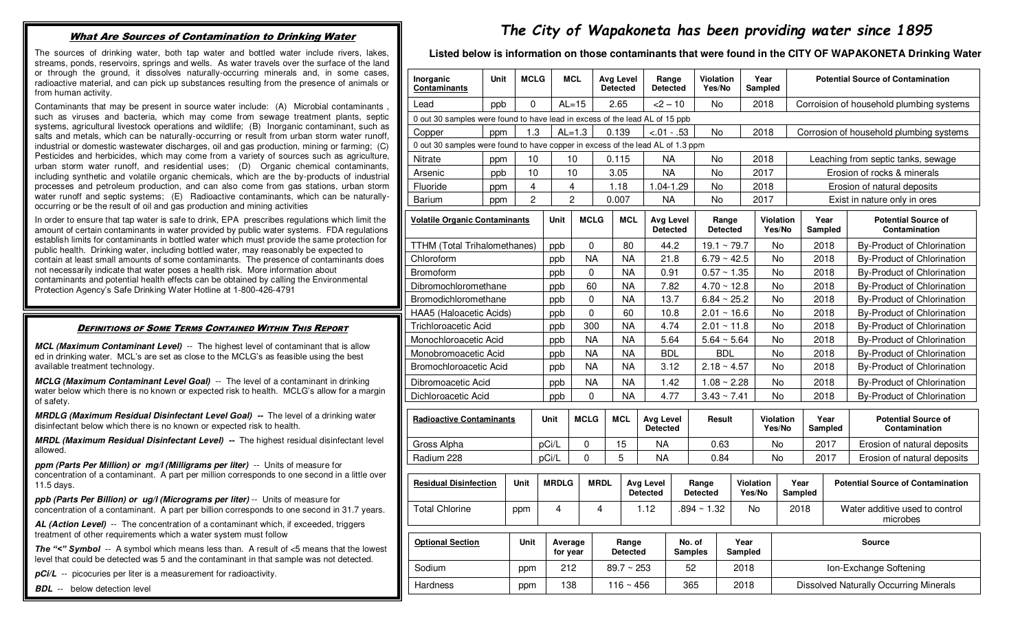## What Are Sources of Contamination to Drinking Water

The sources of drinking water, both tap water and bottled water include rivers, lakes, streams, ponds, reservoirs, springs and wells. As water travels over the surface of the land or through the ground, it dissolves naturally-occurring minerals and, in some cases, radioactive material, and can pick up substances resulting from the presence of animals or from human activity.

Contaminants that may be present in source water include: (A) Microbial contaminants , such as viruses and bacteria, which may come from sewage treatment plants, septic systems, agricultural livestock operations and wildlife; (B) Inorganic contaminant, such as salts and metals, which can be naturally-occurring or result from urban storm water runoff, industrial or domestic wastewater discharges, oil and gas production, mining or farming; (C) Pesticides and herbicides, which may come from a variety of sources such as agriculture, urban storm water runoff, and residential uses; (D) Organic chemical contaminants, including synthetic and volatile organic chemicals, which are the by-products of industrial processes and petroleum production, and can also come from gas stations, urban storm water runoff and septic systems; (E) Radioactive contaminants, which can be naturally-occurring or be the result of oil and gas production and mining activities

In order to ensure that tap water is safe to drink, EPA prescribes regulations which limit the amount of certain contaminants in water provided by public water systems. FDA regulations establish limits for contaminants in bottled water which must provide the same protection for public health. Drinking water, including bottled water, may reasonably be expected to contain at least small amounts of some contaminants. The presence of contaminants does not necessarily indicate that water poses a health risk. More information about contaminants and potential health effects can be obtained by calling the Environmental Protection Agency's Safe Drinking Water Hotline at 1-800-426-4791

## Definitions of Some Terms Contained Within This Report

***MCL (Maximum Contaminant Level)*** -- The highest level of contaminant that is allow ed in drinking water. MCL's are set as close to the MCLG's as feasible using the best available treatment technology.

***MCLG (Maximum Contaminant Level Goal)*** -- The level of a contaminant in drinking water below which there is no known or expected risk to health. MCLG's allow for a margin of safety.

***MRDLG (Maximum Residual Disinfectant Level Goal) --*** The level of a drinking water disinfectant below which there is no known or expected risk to health.

***MRDL (Maximum Residual Disinfectant Level) --*** The highest residual disinfectant level allowed.

***ppm (Parts Per Million) or mg/l (Milligrams per liter)*** -- Units of measure for concentration of a contaminant. A part per million corresponds to one second in a little over 11.5 days.

***ppb (Parts Per Billion) or ug/l (Micrograms per liter)*** -- Units of measure for concentration of a contaminant. A part per billion corresponds to one second in 31.7 years.

***AL (Action Level)*** -- The concentration of a contaminant which, if exceeded, triggers treatment of other requirements which a water system must follow

***The "<" Symbol*** -- A symbol which means less than. A result of <5 means that the lowest level that could be detected was 5 and the contaminant in that sample was not detected.

***pCi/L*** -- picocuries per liter is a measurement for radioactivity.

***BDL*** -- below detection level

# The City of Wapakoneta has been providing water since 1895

**Listed below is information on those contaminants that were found in the CITY OF WAPAKONETA Drinking Water**

| Inorganic Contaminants | Unit | MCLG | MCL | Avg Level Detected | Range Detected | Violation Yes/No | Year Sampled | Potential Source of Contamination |
|---|---|---|---|---|---|---|---|---|
| Lead | ppb | 0 | AL=15 | 2.65 | <2 – 10 | No | 2018 | Corroision of household plumbing systems |
| 0 out 30 samples were found to have lead in excess of the lead AL of 15 ppb | | | | | | | | |
| Copper | ppm | 1.3 | AL=1.3 | 0.139 | <.01 - .53 | No | 2018 | Corrosion of household plumbing systems |
| 0 out 30 samples were found to have copper in excess of the lead AL of 1.3 ppm | | | | | | | | |
| Nitrate | ppm | 10 | 10 | 0.115 | NA | No | 2018 | Leaching from septic tanks, sewage |
| Arsenic | ppb | 10 | 10 | 3.05 | NA | No | 2017 | Erosion of rocks & minerals |
| Fluoride | ppm | 4 | 4 | 1.18 | 1.04-1.29 | No | 2018 | Erosion of natural deposits |
| Barium | ppm | 2 | 2 | 0.007 | NA | No | 2017 | Exist in nature only in ores |

| Volatile Organic Contaminants | Unit | MCLG | MCL | Avg Level Detected | Range Detected | Violation Yes/No | Year Sampled | Potential Source of Contamination |
|---|---|---|---|---|---|---|---|---|
| TTHM (Total Trihalomethanes) | ppb | 0 | 80 | 44.2 | 19.1 ~ 79.7 | No | 2018 | By-Product of Chlorination |
| Chloroform | ppb | NA | NA | 21.8 | 6.79 ~ 42.5 | No | 2018 | By-Product of Chlorination |
| Bromoform | ppb | 0 | NA | 0.91 | 0.57 ~ 1.35 | No | 2018 | By-Product of Chlorination |
| Dibromochloromethane | ppb | 60 | NA | 7.82 | 4.70 ~ 12.8 | No | 2018 | By-Product of Chlorination |
| Bromodichloromethane | ppb | 0 | NA | 13.7 | 6.84 ~ 25.2 | No | 2018 | By-Product of Chlorination |
| HAA5 (Haloacetic Acids) | ppb | 0 | 60 | 10.8 | 2.01 ~ 16.6 | No | 2018 | By-Product of Chlorination |
| Trichloroacetic Acid | ppb | 300 | NA | 4.74 | 2.01 ~ 11.8 | No | 2018 | By-Product of Chlorination |
| Monochloroacetic Acid | ppb | NA | NA | 5.64 | 5.64 ~ 5.64 | No | 2018 | By-Product of Chlorination |
| Monobromoacetic Acid | ppb | NA | NA | BDL | BDL | No | 2018 | By-Product of Chlorination |
| Bromochloroacetic Acid | ppb | NA | NA | 3.12 | 2.18 ~ 4.57 | No | 2018 | By-Product of Chlorination |
| Dibromoacetic Acid | ppb | NA | NA | 1.42 | 1.08 ~ 2.28 | No | 2018 | By-Product of Chlorination |
| Dichloroacetic Acid | ppb | 0 | NA | 4.77 | 3.43 ~ 7.41 | No | 2018 | By-Product of Chlorination |

| Radioactive Contaminants | Unit | MCLG | MCL | Avg Level Detected | Result | Violation Yes/No | Year Sampled | Potential Source of Contamination |
|---|---|---|---|---|---|---|---|---|
| Gross Alpha | pCi/L | 0 | 15 | NA | 0.63 | No | 2017 | Erosion of natural deposits |
| Radium 228 | pCi/L | 0 | 5 | NA | 0.84 | No | 2017 | Erosion of natural deposits |

| Residual Disinfection | Unit | MRDLG | MRDL | Avg Level Detected | Range Detected | Violation Yes/No | Year Sampled | Potential Source of Contamination |
|---|---|---|---|---|---|---|---|---|
| Total Chlorine | ppm | 4 | 4 | 1.12 | .894 ~ 1.32 | No | 2018 | Water additive used to control microbes |

| Optional Section | Unit | Average for year | Range Detected | No. of Samples | Year Sampled | Source |
|---|---|---|---|---|---|---|
| Sodium | ppm | 212 | 89.7 ~ 253 | 52 | 2018 | Ion-Exchange Softening |
| Hardness | ppm | 138 | 116 ~ 456 | 365 | 2018 | Dissolved Naturally Occurring Minerals |